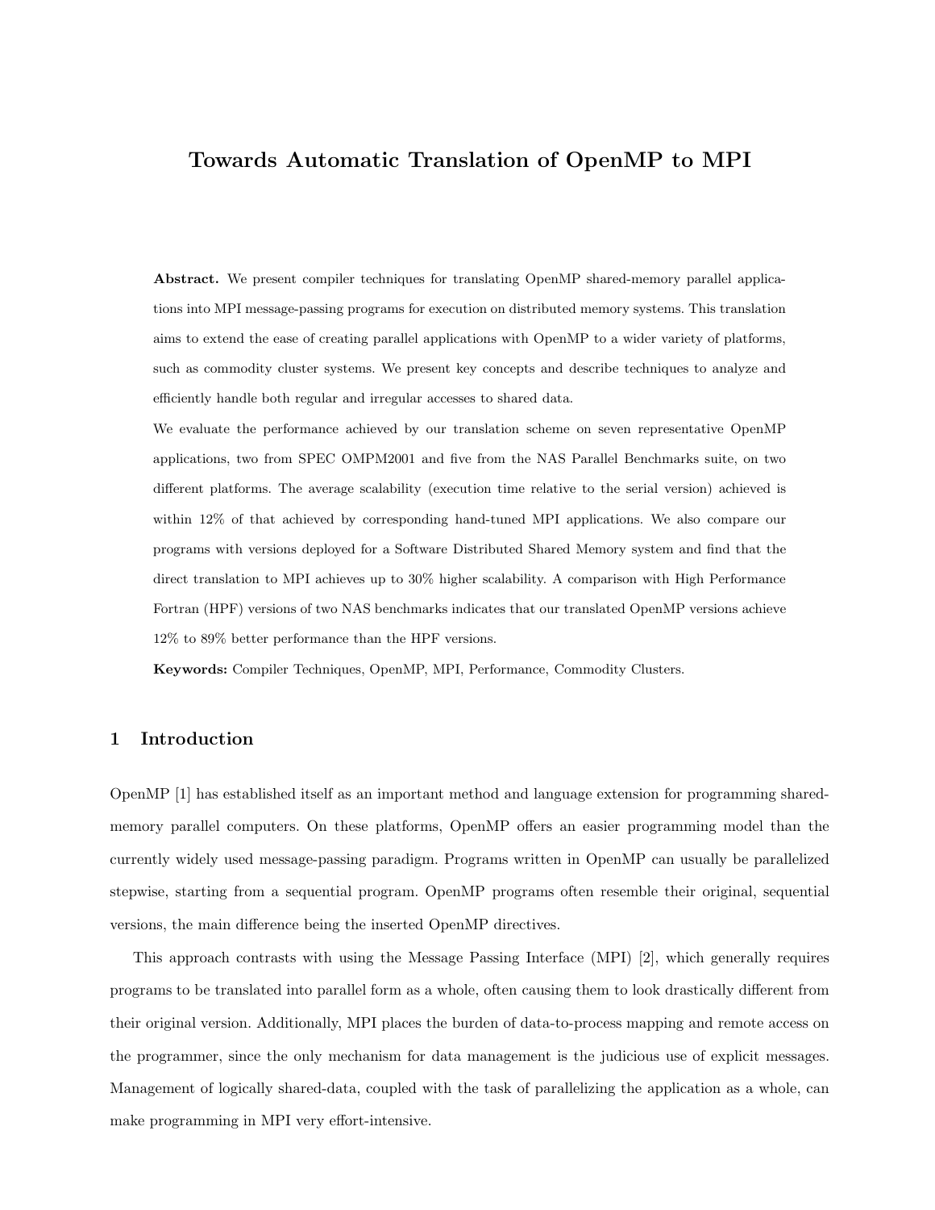# Towards Automatic Translation of OpenMP to MPI

**Abstract.** We present compiler techniques for translating OpenMP shared-memory parallel applications into MPI message-passing programs for execution on distributed memory systems. This translation aims to extend the ease of creating parallel applications with OpenMP to a wider variety of platforms, such as commodity cluster systems. We present key concepts and describe techniques to analyze and efficiently handle both regular and irregular accesses to shared data.

We evaluate the performance achieved by our translation scheme on seven representative OpenMP applications, two from SPEC OMPM2001 and five from the NAS Parallel Benchmarks suite, on two different platforms. The average scalability (execution time relative to the serial version) achieved is within 12% of that achieved by corresponding hand-tuned MPI applications. We also compare our programs with versions deployed for a Software Distributed Shared Memory system and find that the direct translation to MPI achieves up to 30% higher scalability. A comparison with High Performance Fortran (HPF) versions of two NAS benchmarks indicates that our translated OpenMP versions achieve 12% to 89% better performance than the HPF versions.

**Keywords:** Compiler Techniques, OpenMP, MPI, Performance, Commodity Clusters.

## 1 Introduction

OpenMP [1] has established itself as an important method and language extension for programming shared-memory parallel computers. On these platforms, OpenMP offers an easier programming model than the currently widely used message-passing paradigm. Programs written in OpenMP can usually be parallelized stepwise, starting from a sequential program. OpenMP programs often resemble their original, sequential versions, the main difference being the inserted OpenMP directives.

This approach contrasts with using the Message Passing Interface (MPI) [2], which generally requires programs to be translated into parallel form as a whole, often causing them to look drastically different from their original version. Additionally, MPI places the burden of data-to-process mapping and remote access on the programmer, since the only mechanism for data management is the judicious use of explicit messages. Management of logically shared-data, coupled with the task of parallelizing the application as a whole, can make programming in MPI very effort-intensive.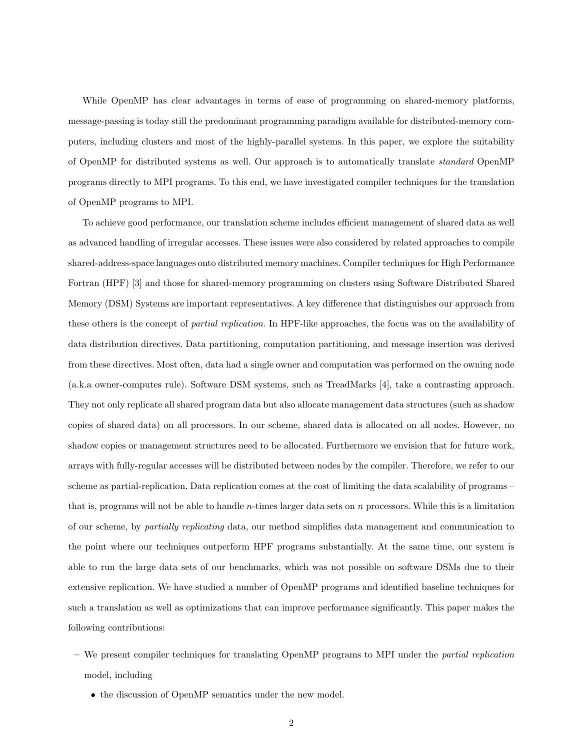While OpenMP has clear advantages in terms of ease of programming on shared-memory platforms, message-passing is today still the predominant programming paradigm available for distributed-memory computers, including clusters and most of the highly-parallel systems. In this paper, we explore the suitability of OpenMP for distributed systems as well. Our approach is to automatically translate *standard* OpenMP programs directly to MPI programs. To this end, we have investigated compiler techniques for the translation of OpenMP programs to MPI.

To achieve good performance, our translation scheme includes efficient management of shared data as well as advanced handling of irregular accesses. These issues were also considered by related approaches to compile shared-address-space languages onto distributed memory machines. Compiler techniques for High Performance Fortran (HPF) [3] and those for shared-memory programming on clusters using Software Distributed Shared Memory (DSM) Systems are important representatives. A key difference that distinguishes our approach from these others is the concept of *partial replication*. In HPF-like approaches, the focus was on the availability of data distribution directives. Data partitioning, computation partitioning, and message insertion was derived from these directives. Most often, data had a single owner and computation was performed on the owning node (a.k.a owner-computes rule). Software DSM systems, such as TreadMarks [4], take a contrasting approach. They not only replicate all shared program data but also allocate management data structures (such as shadow copies of shared data) on all processors. In our scheme, shared data is allocated on all nodes. However, no shadow copies or management structures need to be allocated. Furthermore we envision that for future work, arrays with fully-regular accesses will be distributed between nodes by the compiler. Therefore, we refer to our scheme as partial-replication. Data replication comes at the cost of limiting the data scalability of programs – that is, programs will not be able to handle $n$-times larger data sets on $n$ processors. While this is a limitation of our scheme, by *partially replicating* data, our method simplifies data management and communication to the point where our techniques outperform HPF programs substantially. At the same time, our system is able to run the large data sets of our benchmarks, which was not possible on software DSMs due to their extensive replication. We have studied a number of OpenMP programs and identified baseline techniques for such a translation as well as optimizations that can improve performance significantly. This paper makes the following contributions:

- We present compiler techniques for translating OpenMP programs to MPI under the *partial replication* model, including
  - the discussion of OpenMP semantics under the new model.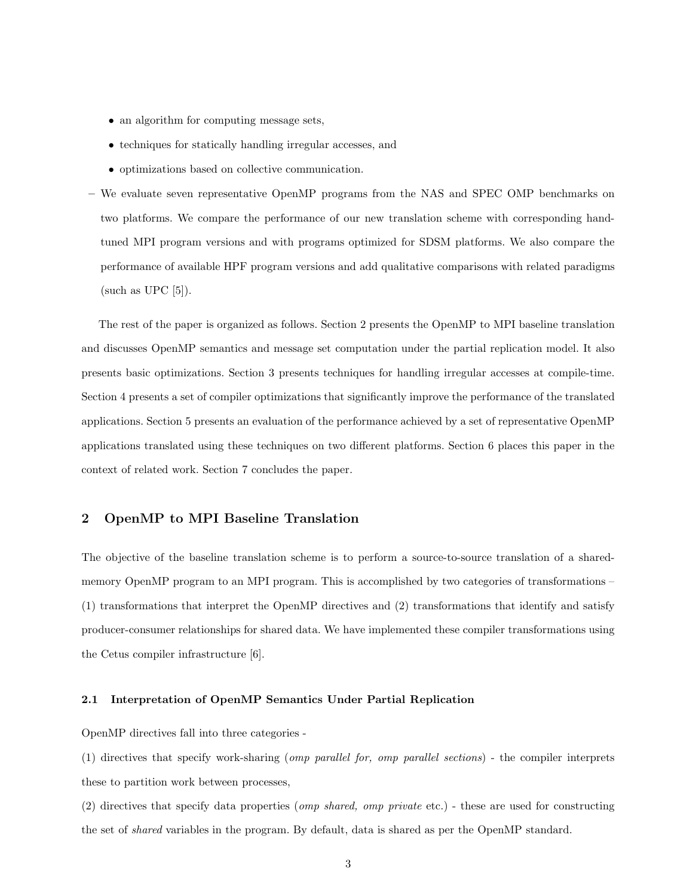- an algorithm for computing message sets,
  - techniques for statically handling irregular accesses, and
  - optimizations based on collective communication.

– We evaluate seven representative OpenMP programs from the NAS and SPEC OMP benchmarks on two platforms. We compare the performance of our new translation scheme with corresponding hand-tuned MPI program versions and with programs optimized for SDSM platforms. We also compare the performance of available HPF program versions and add qualitative comparisons with related paradigms (such as UPC [5]).

The rest of the paper is organized as follows. Section 2 presents the OpenMP to MPI baseline translation and discusses OpenMP semantics and message set computation under the partial replication model. It also presents basic optimizations. Section 3 presents techniques for handling irregular accesses at compile-time. Section 4 presents a set of compiler optimizations that significantly improve the performance of the translated applications. Section 5 presents an evaluation of the performance achieved by a set of representative OpenMP applications translated using these techniques on two different platforms. Section 6 places this paper in the context of related work. Section 7 concludes the paper.

## 2 OpenMP to MPI Baseline Translation

The objective of the baseline translation scheme is to perform a source-to-source translation of a shared-memory OpenMP program to an MPI program. This is accomplished by two categories of transformations – (1) transformations that interpret the OpenMP directives and (2) transformations that identify and satisfy producer-consumer relationships for shared data. We have implemented these compiler transformations using the Cetus compiler infrastructure [6].

### 2.1 Interpretation of OpenMP Semantics Under Partial Replication

OpenMP directives fall into three categories -

(1) directives that specify work-sharing (*omp parallel for, omp parallel sections*) - the compiler interprets these to partition work between processes,

(2) directives that specify data properties (*omp shared, omp private* etc.) - these are used for constructing the set of *shared* variables in the program. By default, data is shared as per the OpenMP standard.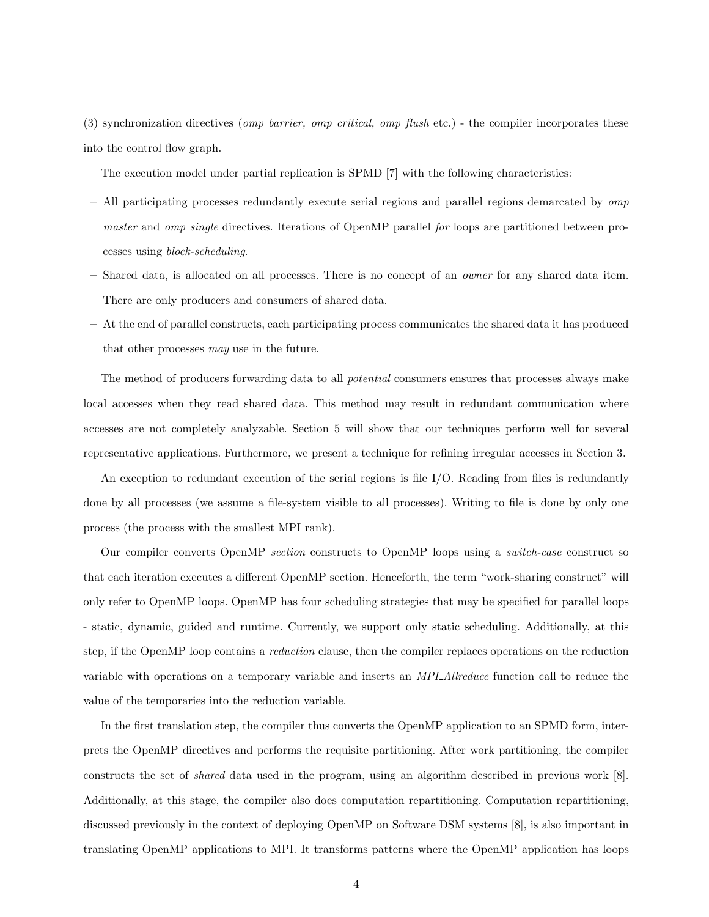(3) synchronization directives (*omp barrier, omp critical, omp flush* etc.) - the compiler incorporates these into the control flow graph.

The execution model under partial replication is SPMD [7] with the following characteristics:

- All participating processes redundantly execute serial regions and parallel regions demarcated by *omp master* and *omp single* directives. Iterations of OpenMP parallel *for* loops are partitioned between processes using *block-scheduling*.
- Shared data, is allocated on all processes. There is no concept of an *owner* for any shared data item. There are only producers and consumers of shared data.
- At the end of parallel constructs, each participating process communicates the shared data it has produced that other processes *may* use in the future.

The method of producers forwarding data to all *potential* consumers ensures that processes always make local accesses when they read shared data. This method may result in redundant communication where accesses are not completely analyzable. Section 5 will show that our techniques perform well for several representative applications. Furthermore, we present a technique for refining irregular accesses in Section 3.

An exception to redundant execution of the serial regions is file I/O. Reading from files is redundantly done by all processes (we assume a file-system visible to all processes). Writing to file is done by only one process (the process with the smallest MPI rank).

Our compiler converts OpenMP *section* constructs to OpenMP loops using a *switch-case* construct so that each iteration executes a different OpenMP section. Henceforth, the term "work-sharing construct" will only refer to OpenMP loops. OpenMP has four scheduling strategies that may be specified for parallel loops - static, dynamic, guided and runtime. Currently, we support only static scheduling. Additionally, at this step, if the OpenMP loop contains a *reduction* clause, then the compiler replaces operations on the reduction variable with operations on a temporary variable and inserts an *MPI_Allreduce* function call to reduce the value of the temporaries into the reduction variable.

In the first translation step, the compiler thus converts the OpenMP application to an SPMD form, interprets the OpenMP directives and performs the requisite partitioning. After work partitioning, the compiler constructs the set of *shared* data used in the program, using an algorithm described in previous work [8]. Additionally, at this stage, the compiler also does computation repartitioning. Computation repartitioning, discussed previously in the context of deploying OpenMP on Software DSM systems [8], is also important in translating OpenMP applications to MPI. It transforms patterns where the OpenMP application has loops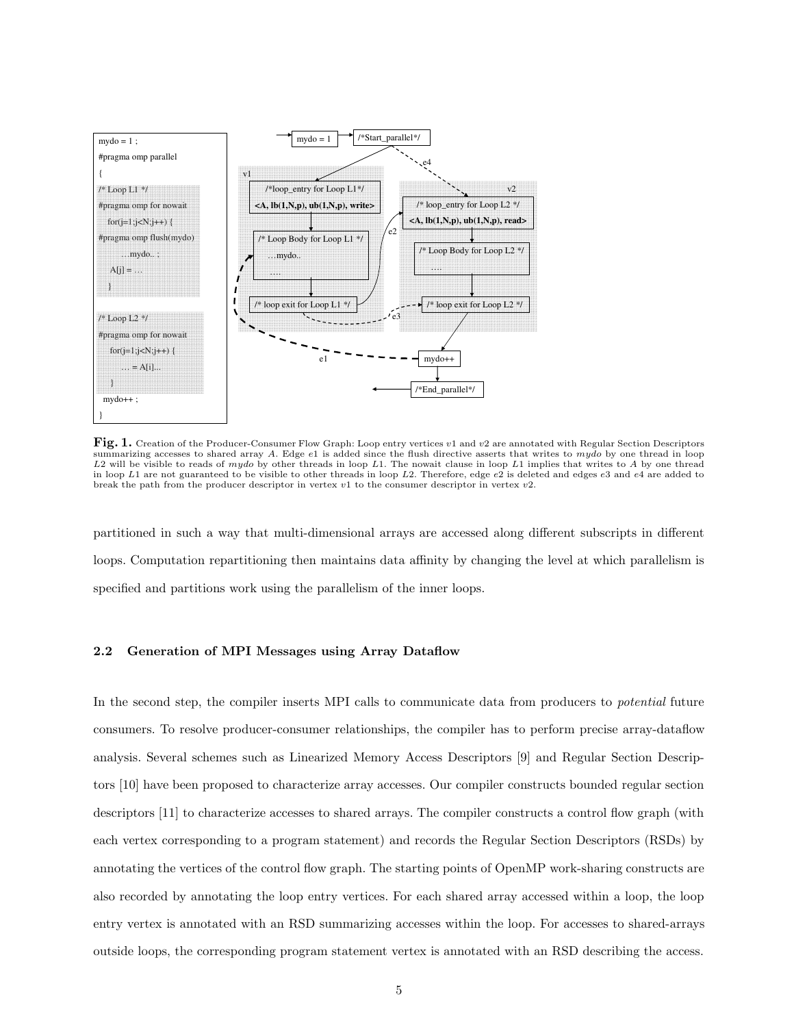```
mydo = 1 ;
#pragma omp parallel
{
/* Loop L1 */
#pragma omp for nowait
    for(j=1;j<N;j++) {
#pragma omp flush(mydo)
        ...mydo.. ;
        A[j] = ...
    }

/* Loop L2 */
#pragma omp for nowait
    for(j=1;j<N;j++) {
        ... = A[i]...
    }
  mydo++ ;
}
```

**Fig. 1.** Creation of the Producer-Consumer Flow Graph: Loop entry vertices $v1$ and $v2$ are annotated with Regular Section Descriptors summarizing accesses to shared array $A$. Edge $e1$ is added since the flush directive asserts that writes to *mydo* by one thread in loop $L2$ will be visible to reads of *mydo* by other threads in loop $L1$. The nowait clause in loop $L1$ implies that writes to $A$ by one thread in loop $L1$ are not guaranteed to be visible to other threads in loop $L2$. Therefore, edge $e2$ is deleted and edges $e3$ and $e4$ are added to break the path from the producer descriptor in vertex $v1$ to the consumer descriptor in vertex $v2$.

partitioned in such a way that multi-dimensional arrays are accessed along different subscripts in different loops. Computation repartitioning then maintains data affinity by changing the level at which parallelism is specified and partitions work using the parallelism of the inner loops.

### 2.2 Generation of MPI Messages using Array Dataflow

In the second step, the compiler inserts MPI calls to communicate data from producers to *potential* future consumers. To resolve producer-consumer relationships, the compiler has to perform precise array-dataflow analysis. Several schemes such as Linearized Memory Access Descriptors [9] and Regular Section Descriptors [10] have been proposed to characterize array accesses. Our compiler constructs bounded regular section descriptors [11] to characterize accesses to shared arrays. The compiler constructs a control flow graph (with each vertex corresponding to a program statement) and records the Regular Section Descriptors (RSDs) by annotating the vertices of the control flow graph. The starting points of OpenMP work-sharing constructs are also recorded by annotating the loop entry vertices. For each shared array accessed within a loop, the loop entry vertex is annotated with an RSD summarizing accesses within the loop. For accesses to shared-arrays outside loops, the corresponding program statement vertex is annotated with an RSD describing the access.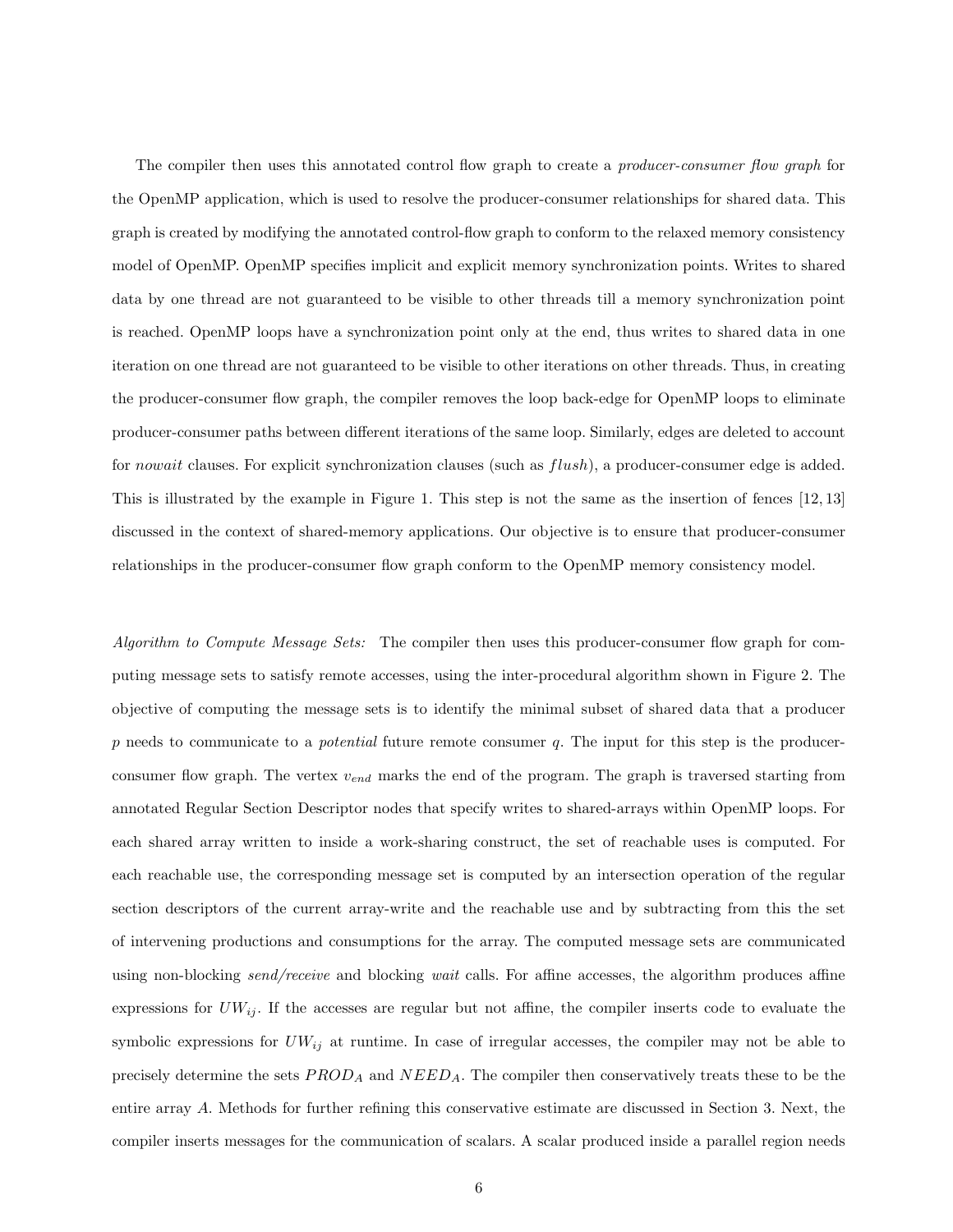The compiler then uses this annotated control flow graph to create a *producer-consumer flow graph* for the OpenMP application, which is used to resolve the producer-consumer relationships for shared data. This graph is created by modifying the annotated control-flow graph to conform to the relaxed memory consistency model of OpenMP. OpenMP specifies implicit and explicit memory synchronization points. Writes to shared data by one thread are not guaranteed to be visible to other threads till a memory synchronization point is reached. OpenMP loops have a synchronization point only at the end, thus writes to shared data in one iteration on one thread are not guaranteed to be visible to other iterations on other threads. Thus, in creating the producer-consumer flow graph, the compiler removes the loop back-edge for OpenMP loops to eliminate producer-consumer paths between different iterations of the same loop. Similarly, edges are deleted to account for *nowait* clauses. For explicit synchronization clauses (such as $flush$), a producer-consumer edge is added. This is illustrated by the example in Figure 1. This step is not the same as the insertion of fences [12, 13] discussed in the context of shared-memory applications. Our objective is to ensure that producer-consumer relationships in the producer-consumer flow graph conform to the OpenMP memory consistency model.

*Algorithm to Compute Message Sets:* The compiler then uses this producer-consumer flow graph for computing message sets to satisfy remote accesses, using the inter-procedural algorithm shown in Figure 2. The objective of computing the message sets is to identify the minimal subset of shared data that a producer $p$ needs to communicate to a *potential* future remote consumer $q$. The input for this step is the producer-consumer flow graph. The vertex $v_{end}$ marks the end of the program. The graph is traversed starting from annotated Regular Section Descriptor nodes that specify writes to shared-arrays within OpenMP loops. For each shared array written to inside a work-sharing construct, the set of reachable uses is computed. For each reachable use, the corresponding message set is computed by an intersection operation of the regular section descriptors of the current array-write and the reachable use and by subtracting from this the set of intervening productions and consumptions for the array. The computed message sets are communicated using non-blocking *send/receive* and blocking *wait* calls. For affine accesses, the algorithm produces affine expressions for $UW_{ij}$. If the accesses are regular but not affine, the compiler inserts code to evaluate the symbolic expressions for $UW_{ij}$ at runtime. In case of irregular accesses, the compiler may not be able to precisely determine the sets $PROD_A$ and $NEED_A$. The compiler then conservatively treats these to be the entire array $A$. Methods for further refining this conservative estimate are discussed in Section 3. Next, the compiler inserts messages for the communication of scalars. A scalar produced inside a parallel region needs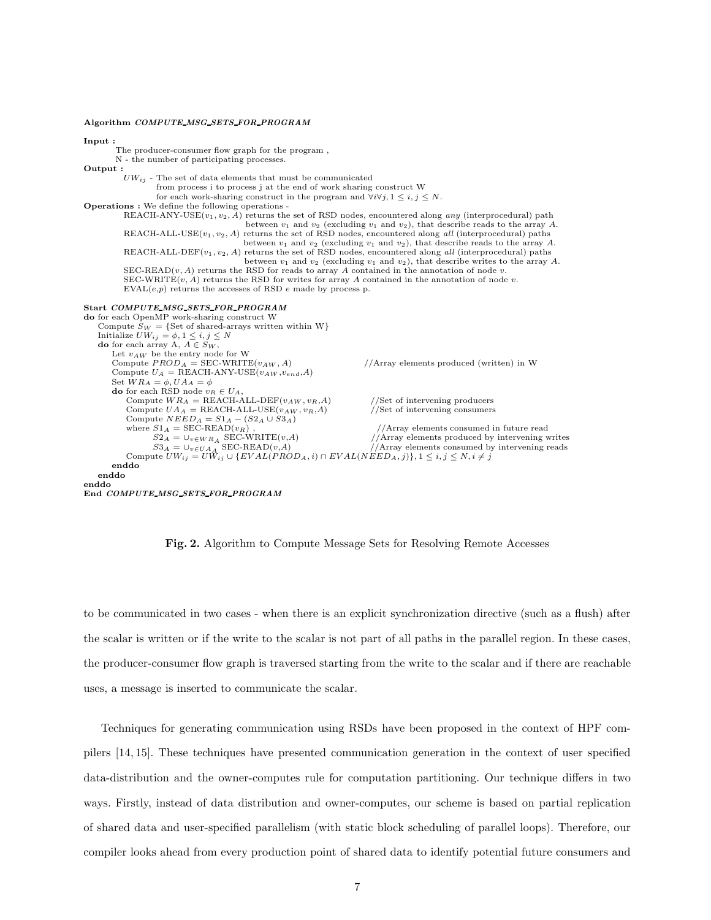**Algorithm *COMPUTE_MSG_SETS_FOR_PROGRAM***

**Input :**
The producer-consumer flow graph for the program ,
N - the number of participating processes.

**Output :**
$UW_{ij}$ - The set of data elements that must be communicated
from process i to process j at the end of work sharing construct W
for each work-sharing construct in the program and $\forall i \forall j, 1 \leq i, j \leq N$.

**Operations :** We define the following operations -
REACH-ANY-USE($v_1, v_2, A$) returns the set of RSD nodes, encountered along *any* (interprocedural) path between $v_1$ and $v_2$ (excluding $v_1$ and $v_2$), that describe reads to the array $A$.
REACH-ALL-USE($v_1, v_2, A$) returns the set of RSD nodes, encountered along *all* (interprocedural) paths between $v_1$ and $v_2$ (excluding $v_1$ and $v_2$), that describe reads to the array $A$.
REACH-ALL-DEF($v_1, v_2, A$) returns the set of RSD nodes, encountered along *all* (interprocedural) paths between $v_1$ and $v_2$ (excluding $v_1$ and $v_2$), that describe writes to the array $A$.
SEC-READ($v, A$) returns the RSD for reads to array $A$ contained in the annotation of node $v$.
SEC-WRITE($v, A$) returns the RSD for writes for array $A$ contained in the annotation of node $v$.
EVAL($e$,$p$) returns the accesses of RSD $e$ made by process p.

```
Start COMPUTE_MSG_SETS_FOR_PROGRAM
do for each OpenMP work-sharing construct W
    Compute S_W = {Set of shared-arrays written within W}
    Initialize UW_ij = φ, 1 ≤ i, j ≤ N
    do for each array A, A ∈ S_W,
        Let v_AW be the entry node for W
        Compute PROD_A = SEC-WRITE(v_AW, A)              //Array elements produced (written) in W
        Compute U_A = REACH-ANY-USE(v_AW, v_end, A)
        Set WR_A = φ, UA_A = φ
        do for each RSD node v_R ∈ U_A,
            Compute WR_A = REACH-ALL-DEF(v_AW, v_R, A)    //Set of intervening producers
            Compute UA_A = REACH-ALL-USE(v_AW, v_R, A)    //Set of intervening consumers
            Compute NEED_A = S1_A − (S2_A ∪ S3_A)
            where S1_A = SEC-READ(v_R) ,                  //Array elements consumed in future read
                  S2_A = ∪_{v∈WR_A} SEC-WRITE(v,A)       //Array elements produced by intervening writes
                  S3_A = ∪_{v∈UA_A} SEC-READ(v,A)        //Array elements consumed by intervening reads
            Compute UW_ij = UW_ij ∪ {EVAL(PROD_A, i) ∩ EVAL(NEED_A, j)}, 1 ≤ i, j ≤ N, i ≠ j
        enddo
    enddo
enddo
End COMPUTE_MSG_SETS_FOR_PROGRAM
```

**Fig. 2.** Algorithm to Compute Message Sets for Resolving Remote Accesses

to be communicated in two cases - when there is an explicit synchronization directive (such as a flush) after the scalar is written or if the write to the scalar is not part of all paths in the parallel region. In these cases, the producer-consumer flow graph is traversed starting from the write to the scalar and if there are reachable uses, a message is inserted to communicate the scalar.

Techniques for generating communication using RSDs have been proposed in the context of HPF compilers [14, 15]. These techniques have presented communication generation in the context of user specified data-distribution and the owner-computes rule for computation partitioning. Our technique differs in two ways. Firstly, instead of data distribution and owner-computes, our scheme is based on partial replication of shared data and user-specified parallelism (with static block scheduling of parallel loops). Therefore, our compiler looks ahead from every production point of shared data to identify potential future consumers and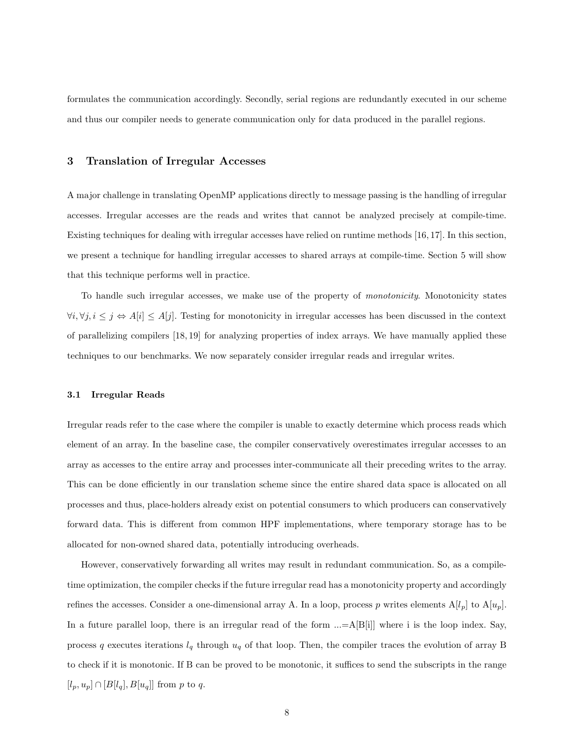formulates the communication accordingly. Secondly, serial regions are redundantly executed in our scheme and thus our compiler needs to generate communication only for data produced in the parallel regions.

## 3 Translation of Irregular Accesses

A major challenge in translating OpenMP applications directly to message passing is the handling of irregular accesses. Irregular accesses are the reads and writes that cannot be analyzed precisely at compile-time. Existing techniques for dealing with irregular accesses have relied on runtime methods [16, 17]. In this section, we present a technique for handling irregular accesses to shared arrays at compile-time. Section 5 will show that this technique performs well in practice.

To handle such irregular accesses, we make use of the property of *monotonicity*. Monotonicity states $\forall i, \forall j, i \leq j \Leftrightarrow A[i] \leq A[j]$. Testing for monotonicity in irregular accesses has been discussed in the context of parallelizing compilers [18, 19] for analyzing properties of index arrays. We have manually applied these techniques to our benchmarks. We now separately consider irregular reads and irregular writes.

### 3.1 Irregular Reads

Irregular reads refer to the case where the compiler is unable to exactly determine which process reads which element of an array. In the baseline case, the compiler conservatively overestimates irregular accesses to an array as accesses to the entire array and processes inter-communicate all their preceding writes to the array. This can be done efficiently in our translation scheme since the entire shared data space is allocated on all processes and thus, place-holders already exist on potential consumers to which producers can conservatively forward data. This is different from common HPF implementations, where temporary storage has to be allocated for non-owned shared data, potentially introducing overheads.

However, conservatively forwarding all writes may result in redundant communication. So, as a compile-time optimization, the compiler checks if the future irregular read has a monotonicity property and accordingly refines the accesses. Consider a one-dimensional array A. In a loop, process $p$ writes elements A[$l_p$] to A[$u_p$]. In a future parallel loop, there is an irregular read of the form ...=A[B[i]] where i is the loop index. Say, process $q$ executes iterations $l_q$ through $u_q$ of that loop. Then, the compiler traces the evolution of array B to check if it is monotonic. If B can be proved to be monotonic, it suffices to send the subscripts in the range $[l_p, u_p] \cap [B[l_q], B[u_q]]$ from $p$ to $q$.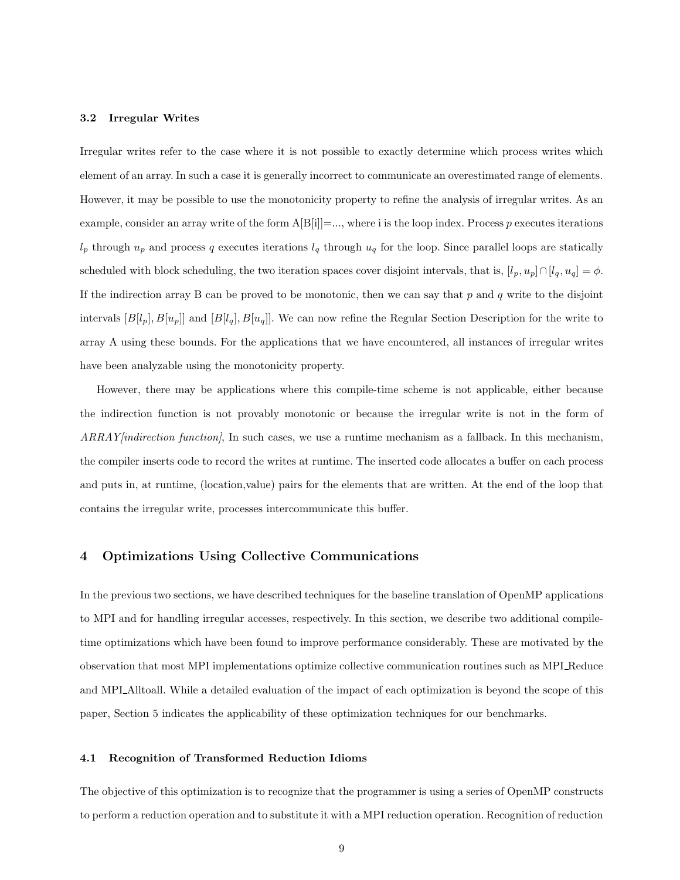### 3.2 Irregular Writes

Irregular writes refer to the case where it is not possible to exactly determine which process writes which element of an array. In such a case it is generally incorrect to communicate an overestimated range of elements. However, it may be possible to use the monotonicity property to refine the analysis of irregular writes. As an example, consider an array write of the form A[B[i]]=..., where i is the loop index. Process $p$ executes iterations $l_p$ through $u_p$ and process $q$ executes iterations $l_q$ through $u_q$ for the loop. Since parallel loops are statically scheduled with block scheduling, the two iteration spaces cover disjoint intervals, that is, $[l_p, u_p] \cap [l_q, u_q] = \phi$. If the indirection array B can be proved to be monotonic, then we can say that $p$ and $q$ write to the disjoint intervals $[B[l_p], B[u_p]]$ and $[B[l_q], B[u_q]]$. We can now refine the Regular Section Description for the write to array A using these bounds. For the applications that we have encountered, all instances of irregular writes have been analyzable using the monotonicity property.

However, there may be applications where this compile-time scheme is not applicable, either because the indirection function is not provably monotonic or because the irregular write is not in the form of *ARRAY[indirection function]*, In such cases, we use a runtime mechanism as a fallback. In this mechanism, the compiler inserts code to record the writes at runtime. The inserted code allocates a buffer on each process and puts in, at runtime, (location,value) pairs for the elements that are written. At the end of the loop that contains the irregular write, processes intercommunicate this buffer.

## 4 Optimizations Using Collective Communications

In the previous two sections, we have described techniques for the baseline translation of OpenMP applications to MPI and for handling irregular accesses, respectively. In this section, we describe two additional compile-time optimizations which have been found to improve performance considerably. These are motivated by the observation that most MPI implementations optimize collective communication routines such as MPI_Reduce and MPI_Alltoall. While a detailed evaluation of the impact of each optimization is beyond the scope of this paper, Section 5 indicates the applicability of these optimization techniques for our benchmarks.

### 4.1 Recognition of Transformed Reduction Idioms

The objective of this optimization is to recognize that the programmer is using a series of OpenMP constructs to perform a reduction operation and to substitute it with a MPI reduction operation. Recognition of reduction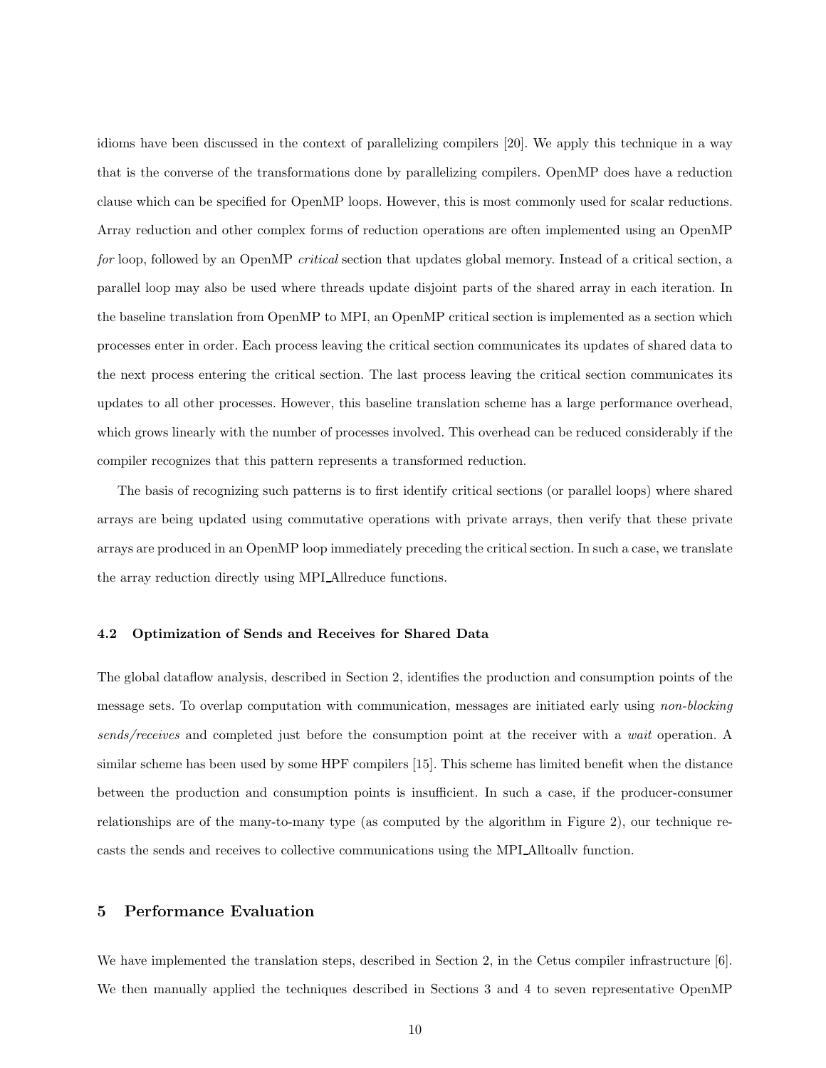idioms have been discussed in the context of parallelizing compilers [20]. We apply this technique in a way that is the converse of the transformations done by parallelizing compilers. OpenMP does have a reduction clause which can be specified for OpenMP loops. However, this is most commonly used for scalar reductions. Array reduction and other complex forms of reduction operations are often implemented using an OpenMP *for* loop, followed by an OpenMP *critical* section that updates global memory. Instead of a critical section, a parallel loop may also be used where threads update disjoint parts of the shared array in each iteration. In the baseline translation from OpenMP to MPI, an OpenMP critical section is implemented as a section which processes enter in order. Each process leaving the critical section communicates its updates of shared data to the next process entering the critical section. The last process leaving the critical section communicates its updates to all other processes. However, this baseline translation scheme has a large performance overhead, which grows linearly with the number of processes involved. This overhead can be reduced considerably if the compiler recognizes that this pattern represents a transformed reduction.

The basis of recognizing such patterns is to first identify critical sections (or parallel loops) where shared arrays are being updated using commutative operations with private arrays, then verify that these private arrays are produced in an OpenMP loop immediately preceding the critical section. In such a case, we translate the array reduction directly using MPI_Allreduce functions.

### 4.2 Optimization of Sends and Receives for Shared Data

The global dataflow analysis, described in Section 2, identifies the production and consumption points of the message sets. To overlap computation with communication, messages are initiated early using *non-blocking sends/receives* and completed just before the consumption point at the receiver with a *wait* operation. A similar scheme has been used by some HPF compilers [15]. This scheme has limited benefit when the distance between the production and consumption points is insufficient. In such a case, if the producer-consumer relationships are of the many-to-many type (as computed by the algorithm in Figure 2), our technique recasts the sends and receives to collective communications using the MPI_Alltoallv function.

## 5 Performance Evaluation

We have implemented the translation steps, described in Section 2, in the Cetus compiler infrastructure [6]. We then manually applied the techniques described in Sections 3 and 4 to seven representative OpenMP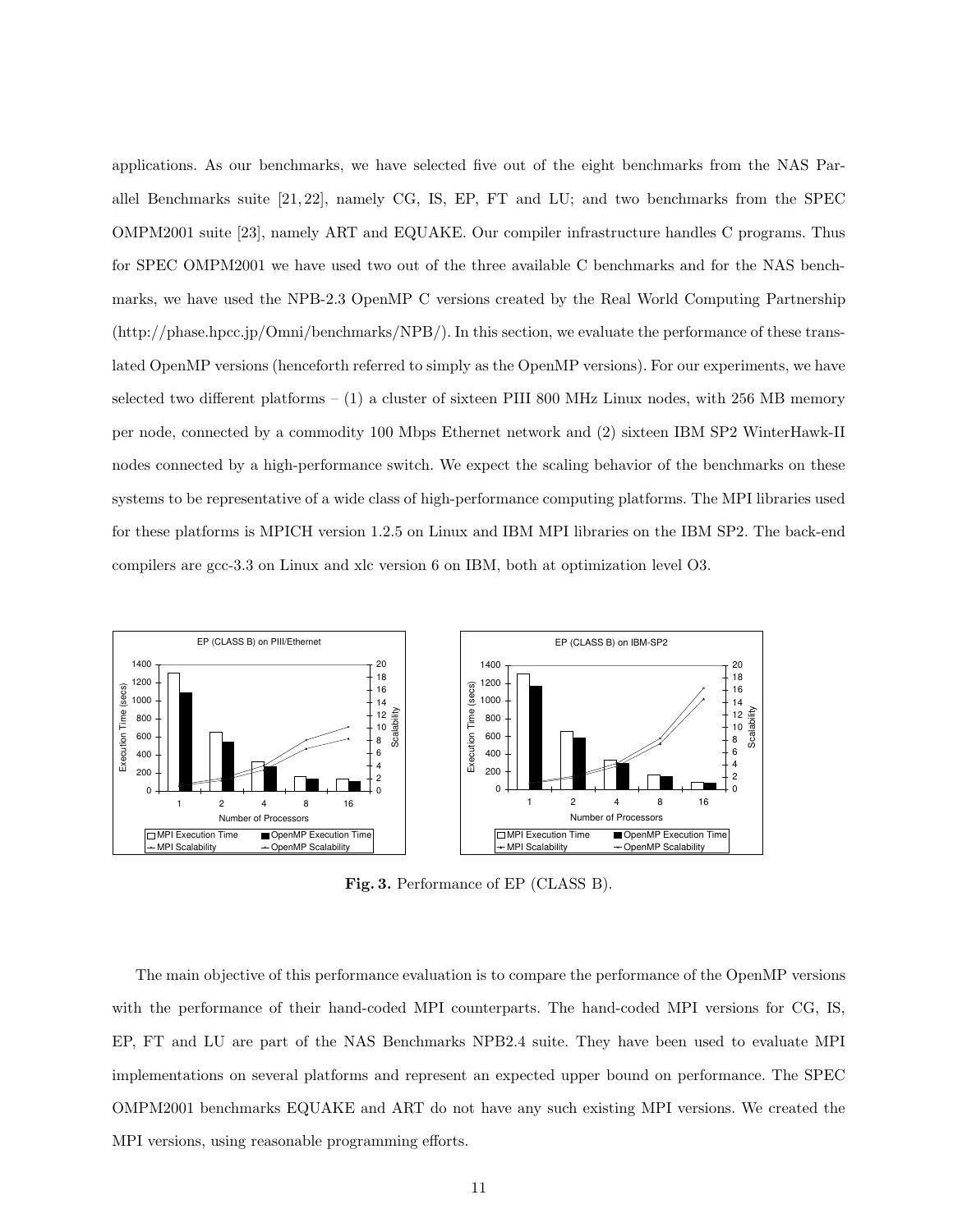applications. As our benchmarks, we have selected five out of the eight benchmarks from the NAS Parallel Benchmarks suite [21, 22], namely CG, IS, EP, FT and LU; and two benchmarks from the SPEC OMPM2001 suite [23], namely ART and EQUAKE. Our compiler infrastructure handles C programs. Thus for SPEC OMPM2001 we have used two out of the three available C benchmarks and for the NAS benchmarks, we have used the NPB-2.3 OpenMP C versions created by the Real World Computing Partnership (http://phase.hpcc.jp/Omni/benchmarks/NPB/). In this section, we evaluate the performance of these translated OpenMP versions (henceforth referred to simply as the OpenMP versions). For our experiments, we have selected two different platforms – (1) a cluster of sixteen PIII 800 MHz Linux nodes, with 256 MB memory per node, connected by a commodity 100 Mbps Ethernet network and (2) sixteen IBM SP2 WinterHawk-II nodes connected by a high-performance switch. We expect the scaling behavior of the benchmarks on these systems to be representative of a wide class of high-performance computing platforms. The MPI libraries used for these platforms is MPICH version 1.2.5 on Linux and IBM MPI libraries on the IBM SP2. The back-end compilers are gcc-3.3 on Linux and xlc version 6 on IBM, both at optimization level O3.

**Fig. 3.** Performance of EP (CLASS B).

The main objective of this performance evaluation is to compare the performance of the OpenMP versions with the performance of their hand-coded MPI counterparts. The hand-coded MPI versions for CG, IS, EP, FT and LU are part of the NAS Benchmarks NPB2.4 suite. They have been used to evaluate MPI implementations on several platforms and represent an expected upper bound on performance. The SPEC OMPM2001 benchmarks EQUAKE and ART do not have any such existing MPI versions. We created the MPI versions, using reasonable programming efforts.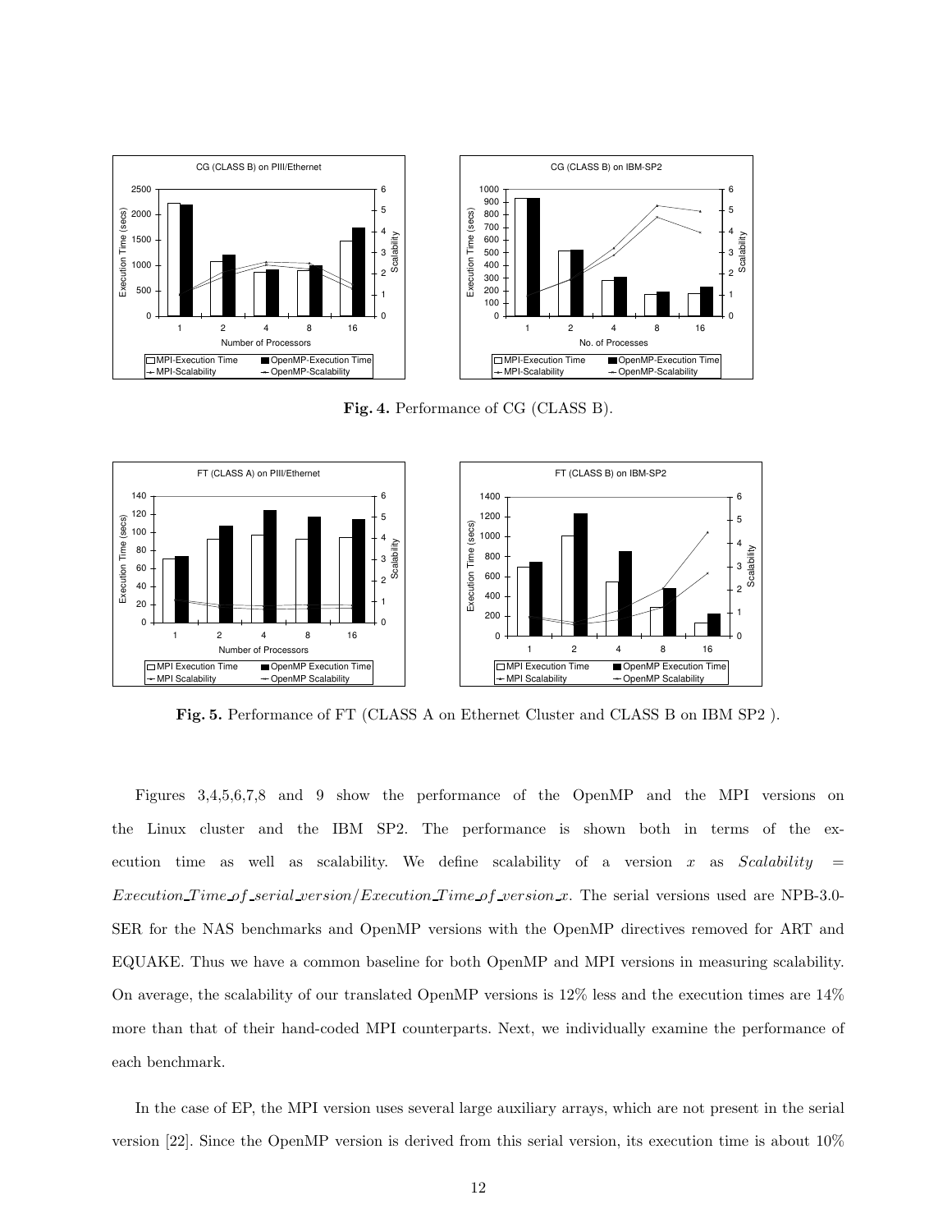**Fig. 4.** Performance of CG (CLASS B).

**Fig. 5.** Performance of FT (CLASS A on Ethernet Cluster and CLASS B on IBM SP2 ).

Figures 3,4,5,6,7,8 and 9 show the performance of the OpenMP and the MPI versions on the Linux cluster and the IBM SP2. The performance is shown both in terms of the execution time as well as scalability. We define scalability of a version $x$ as $Scalability = Execution\_Time\_of\_serial\_version/Execution\_Time\_of\_version\_x$. The serial versions used are NPB-3.0-SER for the NAS benchmarks and OpenMP versions with the OpenMP directives removed for ART and EQUAKE. Thus we have a common baseline for both OpenMP and MPI versions in measuring scalability. On average, the scalability of our translated OpenMP versions is 12% less and the execution times are 14% more than that of their hand-coded MPI counterparts. Next, we individually examine the performance of each benchmark.

In the case of EP, the MPI version uses several large auxiliary arrays, which are not present in the serial version [22]. Since the OpenMP version is derived from this serial version, its execution time is about 10%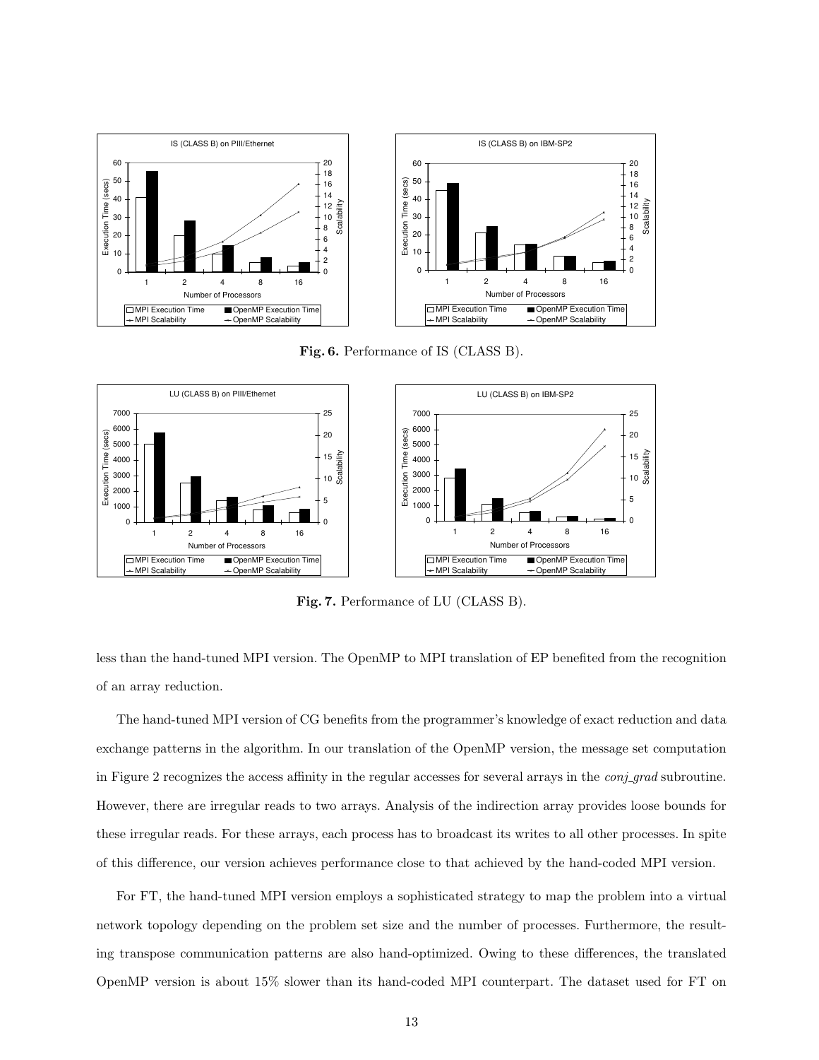**Fig. 6.** Performance of IS (CLASS B).

**Fig. 7.** Performance of LU (CLASS B).

less than the hand-tuned MPI version. The OpenMP to MPI translation of EP benefited from the recognition of an array reduction.

The hand-tuned MPI version of CG benefits from the programmer's knowledge of exact reduction and data exchange patterns in the algorithm. In our translation of the OpenMP version, the message set computation in Figure 2 recognizes the access affinity in the regular accesses for several arrays in the *conj_grad* subroutine. However, there are irregular reads to two arrays. Analysis of the indirection array provides loose bounds for these irregular reads. For these arrays, each process has to broadcast its writes to all other processes. In spite of this difference, our version achieves performance close to that achieved by the hand-coded MPI version.

For FT, the hand-tuned MPI version employs a sophisticated strategy to map the problem into a virtual network topology depending on the problem set size and the number of processes. Furthermore, the resulting transpose communication patterns are also hand-optimized. Owing to these differences, the translated OpenMP version is about 15% slower than its hand-coded MPI counterpart. The dataset used for FT on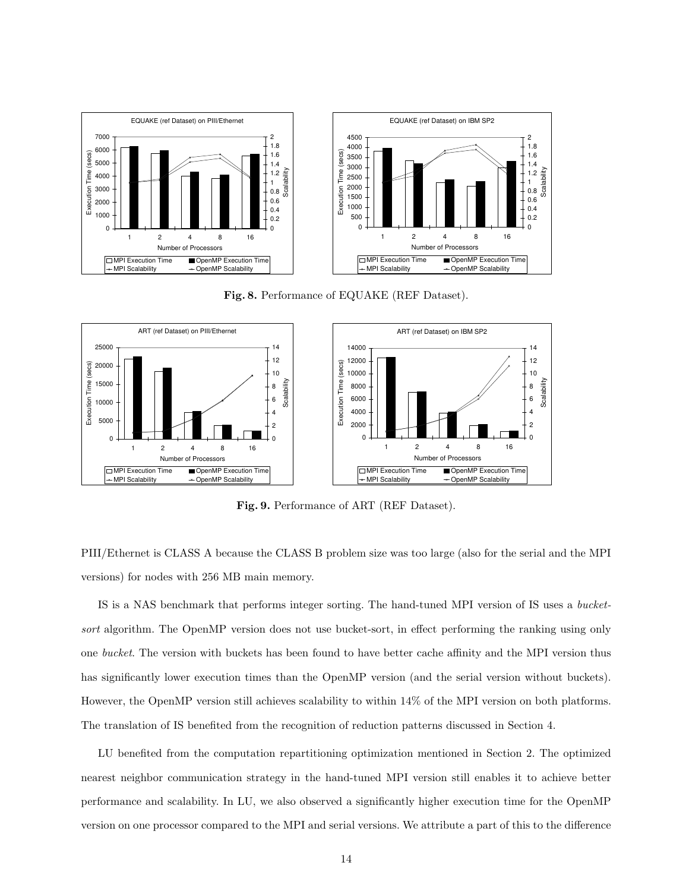Fig. 8. Performance of EQUAKE (REF Dataset).

Fig. 9. Performance of ART (REF Dataset).

PIII/Ethernet is CLASS A because the CLASS B problem size was too large (also for the serial and the MPI versions) for nodes with 256 MB main memory.

IS is a NAS benchmark that performs integer sorting. The hand-tuned MPI version of IS uses a *bucket-sort* algorithm. The OpenMP version does not use bucket-sort, in effect performing the ranking using only one *bucket*. The version with buckets has been found to have better cache affinity and the MPI version thus has significantly lower execution times than the OpenMP version (and the serial version without buckets). However, the OpenMP version still achieves scalability to within 14% of the MPI version on both platforms. The translation of IS benefited from the recognition of reduction patterns discussed in Section 4.

LU benefited from the computation repartitioning optimization mentioned in Section 2. The optimized nearest neighbor communication strategy in the hand-tuned MPI version still enables it to achieve better performance and scalability. In LU, we also observed a significantly higher execution time for the OpenMP version on one processor compared to the MPI and serial versions. We attribute a part of this to the difference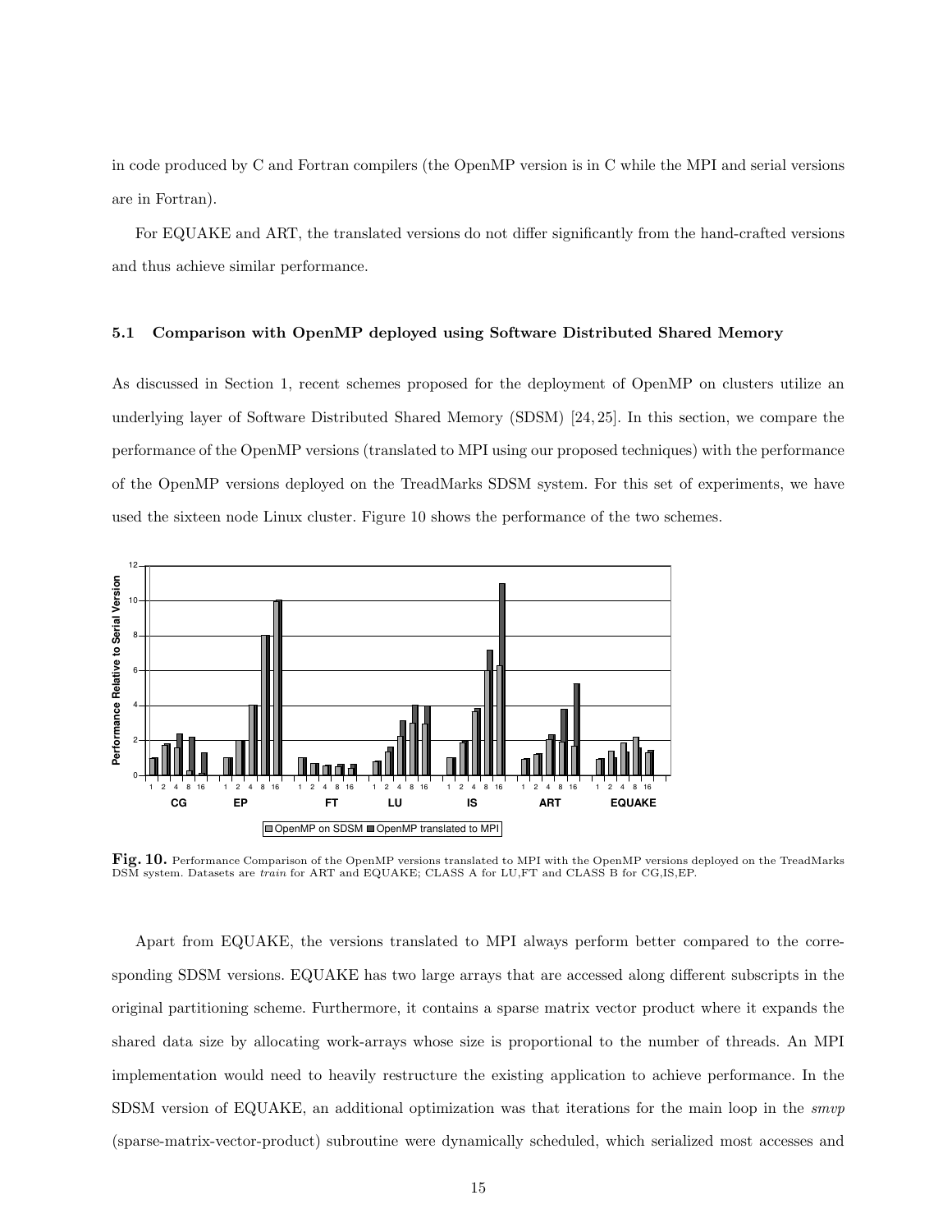in code produced by C and Fortran compilers (the OpenMP version is in C while the MPI and serial versions are in Fortran).

For EQUAKE and ART, the translated versions do not differ significantly from the hand-crafted versions and thus achieve similar performance.

### 5.1 Comparison with OpenMP deployed using Software Distributed Shared Memory

As discussed in Section 1, recent schemes proposed for the deployment of OpenMP on clusters utilize an underlying layer of Software Distributed Shared Memory (SDSM) [24, 25]. In this section, we compare the performance of the OpenMP versions (translated to MPI using our proposed techniques) with the performance of the OpenMP versions deployed on the TreadMarks SDSM system. For this set of experiments, we have used the sixteen node Linux cluster. Figure 10 shows the performance of the two schemes.

**Fig. 10.** Performance Comparison of the OpenMP versions translated to MPI with the OpenMP versions deployed on the TreadMarks DSM system. Datasets are *train* for ART and EQUAKE; CLASS A for LU,FT and CLASS B for CG,IS,EP.

Apart from EQUAKE, the versions translated to MPI always perform better compared to the corresponding SDSM versions. EQUAKE has two large arrays that are accessed along different subscripts in the original partitioning scheme. Furthermore, it contains a sparse matrix vector product where it expands the shared data size by allocating work-arrays whose size is proportional to the number of threads. An MPI implementation would need to heavily restructure the existing application to achieve performance. In the SDSM version of EQUAKE, an additional optimization was that iterations for the main loop in the *smvp* (sparse-matrix-vector-product) subroutine were dynamically scheduled, which serialized most accesses and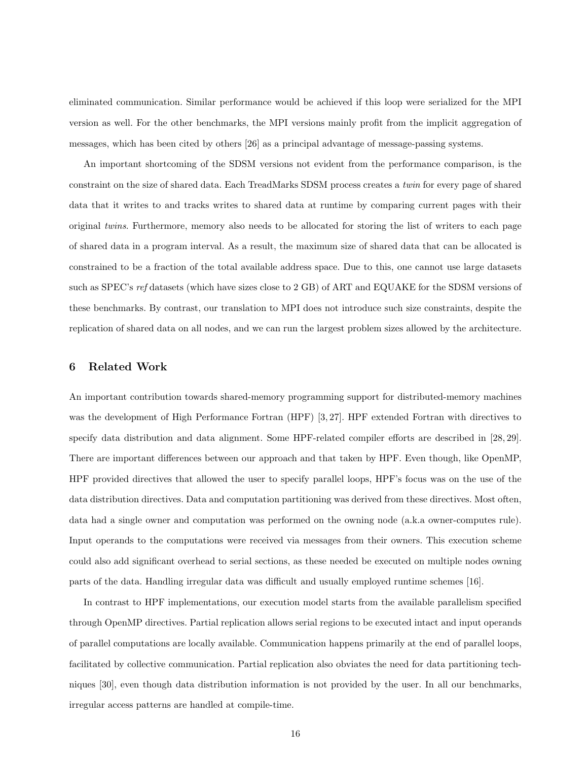eliminated communication. Similar performance would be achieved if this loop were serialized for the MPI version as well. For the other benchmarks, the MPI versions mainly profit from the implicit aggregation of messages, which has been cited by others [26] as a principal advantage of message-passing systems.

An important shortcoming of the SDSM versions not evident from the performance comparison, is the constraint on the size of shared data. Each TreadMarks SDSM process creates a *twin* for every page of shared data that it writes to and tracks writes to shared data at runtime by comparing current pages with their original *twins*. Furthermore, memory also needs to be allocated for storing the list of writers to each page of shared data in a program interval. As a result, the maximum size of shared data that can be allocated is constrained to be a fraction of the total available address space. Due to this, one cannot use large datasets such as SPEC's *ref* datasets (which have sizes close to 2 GB) of ART and EQUAKE for the SDSM versions of these benchmarks. By contrast, our translation to MPI does not introduce such size constraints, despite the replication of shared data on all nodes, and we can run the largest problem sizes allowed by the architecture.

## 6 Related Work

An important contribution towards shared-memory programming support for distributed-memory machines was the development of High Performance Fortran (HPF) [3, 27]. HPF extended Fortran with directives to specify data distribution and data alignment. Some HPF-related compiler efforts are described in [28, 29]. There are important differences between our approach and that taken by HPF. Even though, like OpenMP, HPF provided directives that allowed the user to specify parallel loops, HPF's focus was on the use of the data distribution directives. Data and computation partitioning was derived from these directives. Most often, data had a single owner and computation was performed on the owning node (a.k.a owner-computes rule). Input operands to the computations were received via messages from their owners. This execution scheme could also add significant overhead to serial sections, as these needed be executed on multiple nodes owning parts of the data. Handling irregular data was difficult and usually employed runtime schemes [16].

In contrast to HPF implementations, our execution model starts from the available parallelism specified through OpenMP directives. Partial replication allows serial regions to be executed intact and input operands of parallel computations are locally available. Communication happens primarily at the end of parallel loops, facilitated by collective communication. Partial replication also obviates the need for data partitioning techniques [30], even though data distribution information is not provided by the user. In all our benchmarks, irregular access patterns are handled at compile-time.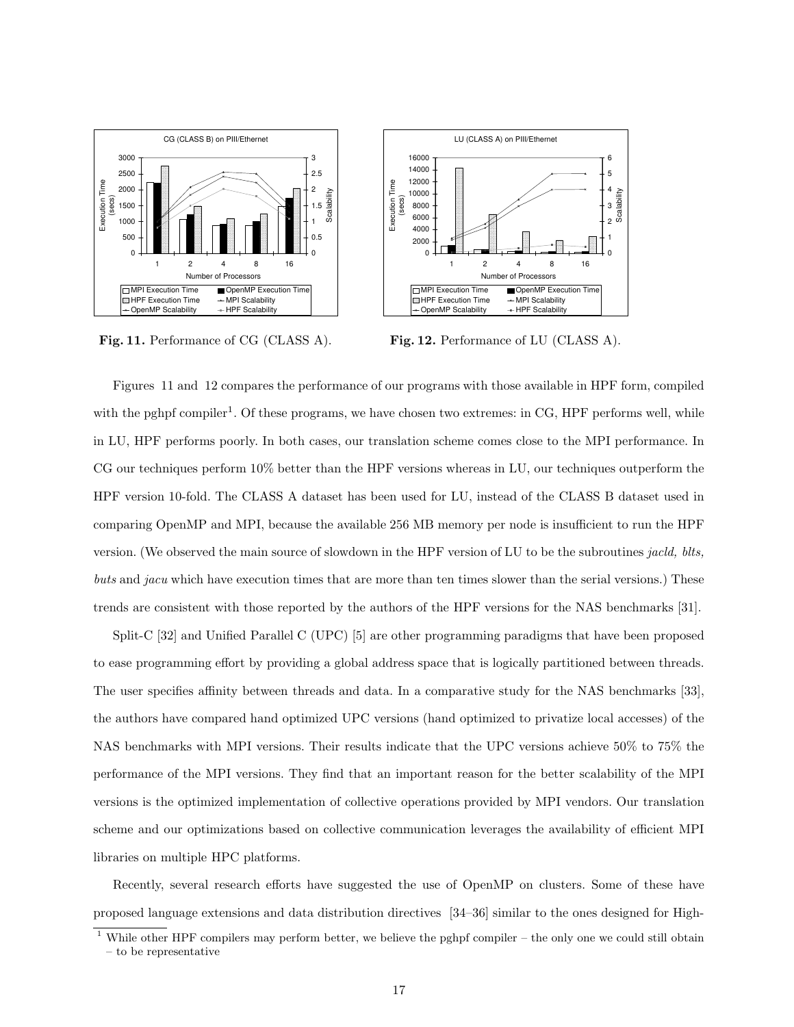Fig. 11. Performance of CG (CLASS A).

Fig. 12. Performance of LU (CLASS A).

Figures 11 and 12 compares the performance of our programs with those available in HPF form, compiled with the pghpf compiler[1]. Of these programs, we have chosen two extremes: in CG, HPF performs well, while in LU, HPF performs poorly. In both cases, our translation scheme comes close to the MPI performance. In CG our techniques perform 10% better than the HPF versions whereas in LU, our techniques outperform the HPF version 10-fold. The CLASS A dataset has been used for LU, instead of the CLASS B dataset used in comparing OpenMP and MPI, because the available 256 MB memory per node is insufficient to run the HPF version. (We observed the main source of slowdown in the HPF version of LU to be the subroutines *jacld, blts, buts* and *jacu* which have execution times that are more than ten times slower than the serial versions.) These trends are consistent with those reported by the authors of the HPF versions for the NAS benchmarks [31].

Split-C [32] and Unified Parallel C (UPC) [5] are other programming paradigms that have been proposed to ease programming effort by providing a global address space that is logically partitioned between threads. The user specifies affinity between threads and data. In a comparative study for the NAS benchmarks [33], the authors have compared hand optimized UPC versions (hand optimized to privatize local accesses) of the NAS benchmarks with MPI versions. Their results indicate that the UPC versions achieve 50% to 75% the performance of the MPI versions. They find that an important reason for the better scalability of the MPI versions is the optimized implementation of collective operations provided by MPI vendors. Our translation scheme and our optimizations based on collective communication leverages the availability of efficient MPI libraries on multiple HPC platforms.

Recently, several research efforts have suggested the use of OpenMP on clusters. Some of these have proposed language extensions and data distribution directives [34–36] similar to the ones designed for High-

[1] While other HPF compilers may perform better, we believe the pghpf compiler – the only one we could still obtain – to be representative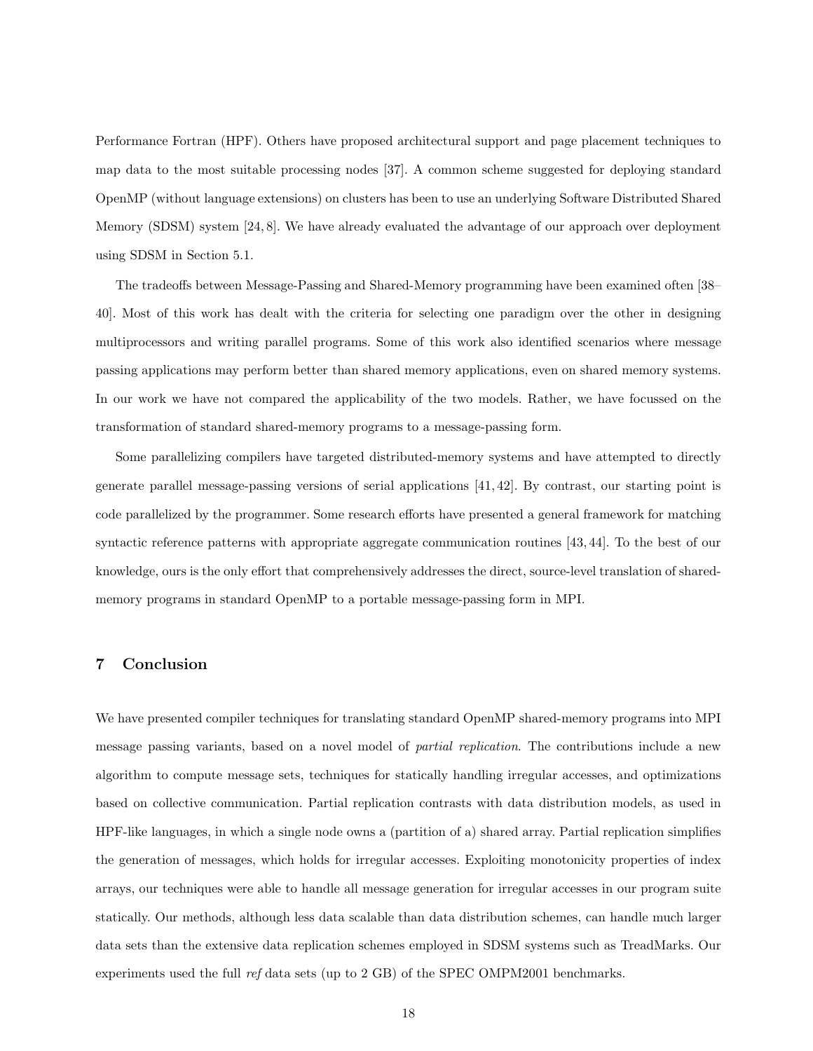Performance Fortran (HPF). Others have proposed architectural support and page placement techniques to map data to the most suitable processing nodes [37]. A common scheme suggested for deploying standard OpenMP (without language extensions) on clusters has been to use an underlying Software Distributed Shared Memory (SDSM) system [24, 8]. We have already evaluated the advantage of our approach over deployment using SDSM in Section 5.1.

The tradeoffs between Message-Passing and Shared-Memory programming have been examined often [38–40]. Most of this work has dealt with the criteria for selecting one paradigm over the other in designing multiprocessors and writing parallel programs. Some of this work also identified scenarios where message passing applications may perform better than shared memory applications, even on shared memory systems. In our work we have not compared the applicability of the two models. Rather, we have focussed on the transformation of standard shared-memory programs to a message-passing form.

Some parallelizing compilers have targeted distributed-memory systems and have attempted to directly generate parallel message-passing versions of serial applications [41, 42]. By contrast, our starting point is code parallelized by the programmer. Some research efforts have presented a general framework for matching syntactic reference patterns with appropriate aggregate communication routines [43, 44]. To the best of our knowledge, ours is the only effort that comprehensively addresses the direct, source-level translation of shared-memory programs in standard OpenMP to a portable message-passing form in MPI.

## 7 Conclusion

We have presented compiler techniques for translating standard OpenMP shared-memory programs into MPI message passing variants, based on a novel model of *partial replication*. The contributions include a new algorithm to compute message sets, techniques for statically handling irregular accesses, and optimizations based on collective communication. Partial replication contrasts with data distribution models, as used in HPF-like languages, in which a single node owns a (partition of a) shared array. Partial replication simplifies the generation of messages, which holds for irregular accesses. Exploiting monotonicity properties of index arrays, our techniques were able to handle all message generation for irregular accesses in our program suite statically. Our methods, although less data scalable than data distribution schemes, can handle much larger data sets than the extensive data replication schemes employed in SDSM systems such as TreadMarks. Our experiments used the full *ref* data sets (up to 2 GB) of the SPEC OMPM2001 benchmarks.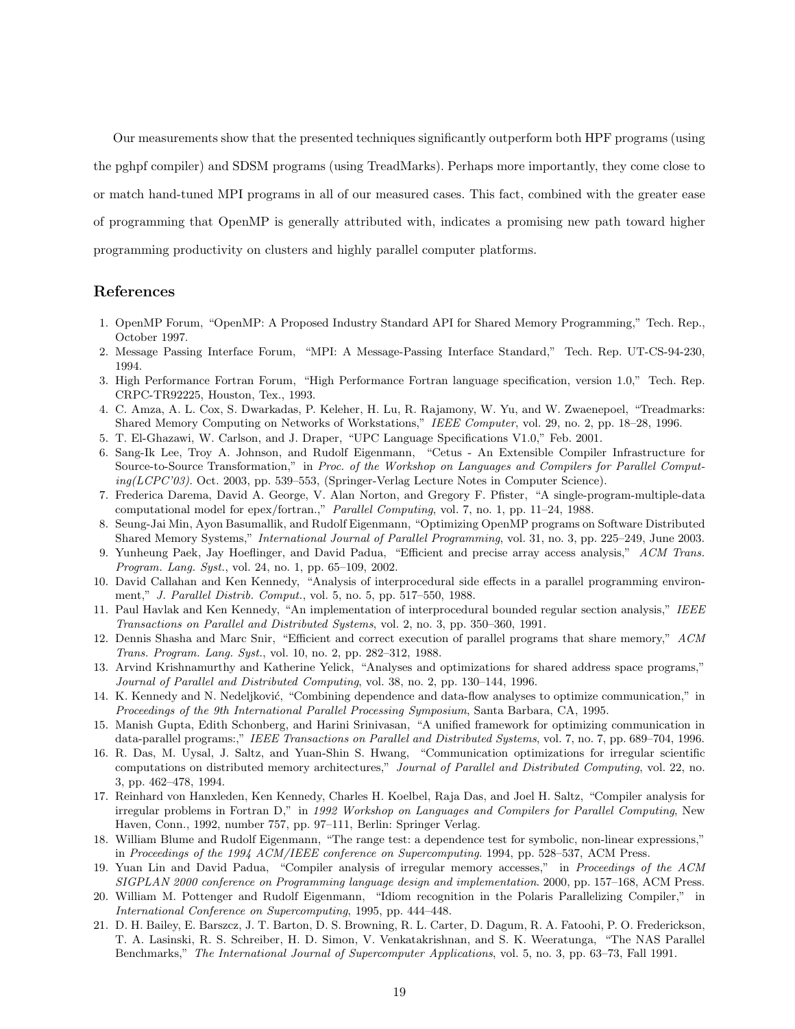Our measurements show that the presented techniques significantly outperform both HPF programs (using the pghpf compiler) and SDSM programs (using TreadMarks). Perhaps more importantly, they come close to or match hand-tuned MPI programs in all of our measured cases. This fact, combined with the greater ease of programming that OpenMP is generally attributed with, indicates a promising new path toward higher programming productivity on clusters and highly parallel computer platforms.

## References

1. OpenMP Forum, "OpenMP: A Proposed Industry Standard API for Shared Memory Programming," Tech. Rep., October 1997.
2. Message Passing Interface Forum, "MPI: A Message-Passing Interface Standard," Tech. Rep. UT-CS-94-230, 1994.
3. High Performance Fortran Forum, "High Performance Fortran language specification, version 1.0," Tech. Rep. CRPC-TR92225, Houston, Tex., 1993.
4. C. Amza, A. L. Cox, S. Dwarkadas, P. Keleher, H. Lu, R. Rajamony, W. Yu, and W. Zwaenepoel, "Treadmarks: Shared Memory Computing on Networks of Workstations," *IEEE Computer*, vol. 29, no. 2, pp. 18–28, 1996.
5. T. El-Ghazawi, W. Carlson, and J. Draper, "UPC Language Specifications V1.0," Feb. 2001.
6. Sang-Ik Lee, Troy A. Johnson, and Rudolf Eigenmann, "Cetus - An Extensible Compiler Infrastructure for Source-to-Source Transformation," in *Proc. of the Workshop on Languages and Compilers for Parallel Computing(LCPC'03)*. Oct. 2003, pp. 539–553, (Springer-Verlag Lecture Notes in Computer Science).
7. Frederica Darema, David A. George, V. Alan Norton, and Gregory F. Pfister, "A single-program-multiple-data computational model for epex/fortran.," *Parallel Computing*, vol. 7, no. 1, pp. 11–24, 1988.
8. Seung-Jai Min, Ayon Basumallik, and Rudolf Eigenmann, "Optimizing OpenMP programs on Software Distributed Shared Memory Systems," *International Journal of Parallel Programming*, vol. 31, no. 3, pp. 225–249, June 2003.
9. Yunheung Paek, Jay Hoeflinger, and David Padua, "Efficient and precise array access analysis," *ACM Trans. Program. Lang. Syst.*, vol. 24, no. 1, pp. 65–109, 2002.
10. David Callahan and Ken Kennedy, "Analysis of interprocedural side effects in a parallel programming environment," *J. Parallel Distrib. Comput.*, vol. 5, no. 5, pp. 517–550, 1988.
11. Paul Havlak and Ken Kennedy, "An implementation of interprocedural bounded regular section analysis," *IEEE Transactions on Parallel and Distributed Systems*, vol. 2, no. 3, pp. 350–360, 1991.
12. Dennis Shasha and Marc Snir, "Efficient and correct execution of parallel programs that share memory," *ACM Trans. Program. Lang. Syst.*, vol. 10, no. 2, pp. 282–312, 1988.
13. Arvind Krishnamurthy and Katherine Yelick, "Analyses and optimizations for shared address space programs," *Journal of Parallel and Distributed Computing*, vol. 38, no. 2, pp. 130–144, 1996.
14. K. Kennedy and N. Nedeljković, "Combining dependence and data-flow analyses to optimize communication," in *Proceedings of the 9th International Parallel Processing Symposium*, Santa Barbara, CA, 1995.
15. Manish Gupta, Edith Schonberg, and Harini Srinivasan, "A unified framework for optimizing communication in data-parallel programs:," *IEEE Transactions on Parallel and Distributed Systems*, vol. 7, no. 7, pp. 689–704, 1996.
16. R. Das, M. Uysal, J. Saltz, and Yuan-Shin S. Hwang, "Communication optimizations for irregular scientific computations on distributed memory architectures," *Journal of Parallel and Distributed Computing*, vol. 22, no. 3, pp. 462–478, 1994.
17. Reinhard von Hanxleden, Ken Kennedy, Charles H. Koelbel, Raja Das, and Joel H. Saltz, "Compiler analysis for irregular problems in Fortran D," in *1992 Workshop on Languages and Compilers for Parallel Computing*, New Haven, Conn., 1992, number 757, pp. 97–111, Berlin: Springer Verlag.
18. William Blume and Rudolf Eigenmann, "The range test: a dependence test for symbolic, non-linear expressions," in *Proceedings of the 1994 ACM/IEEE conference on Supercomputing*. 1994, pp. 528–537, ACM Press.
19. Yuan Lin and David Padua, "Compiler analysis of irregular memory accesses," in *Proceedings of the ACM SIGPLAN 2000 conference on Programming language design and implementation*. 2000, pp. 157–168, ACM Press.
20. William M. Pottenger and Rudolf Eigenmann, "Idiom recognition in the Polaris Parallelizing Compiler," in *International Conference on Supercomputing*, 1995, pp. 444–448.
21. D. H. Bailey, E. Barszcz, J. T. Barton, D. S. Browning, R. L. Carter, D. Dagum, R. A. Fatoohi, P. O. Frederickson, T. A. Lasinski, R. S. Schreiber, H. D. Simon, V. Venkatakrishnan, and S. K. Weeratunga, "The NAS Parallel Benchmarks," *The International Journal of Supercomputer Applications*, vol. 5, no. 3, pp. 63–73, Fall 1991.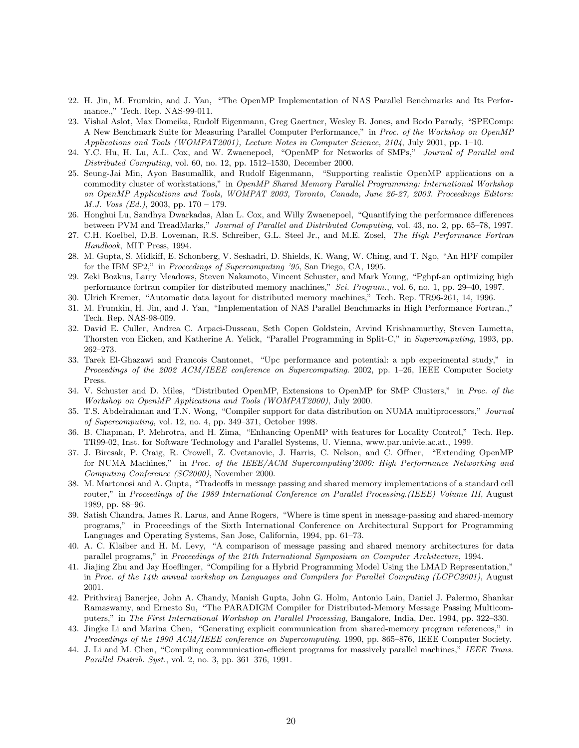22. H. Jin, M. Frumkin, and J. Yan, "The OpenMP Implementation of NAS Parallel Benchmarks and Its Performance.," Tech. Rep. NAS-99-011.
23. Vishal Aslot, Max Domeika, Rudolf Eigenmann, Greg Gaertner, Wesley B. Jones, and Bodo Parady, "SPEComp: A New Benchmark Suite for Measuring Parallel Computer Performance," in *Proc. of the Workshop on OpenMP Applications and Tools (WOMPAT2001), Lecture Notes in Computer Science, 2104*, July 2001, pp. 1–10.
24. Y.C. Hu, H. Lu, A.L. Cox, and W. Zwaenepoel, "OpenMP for Networks of SMPs," *Journal of Parallel and Distributed Computing*, vol. 60, no. 12, pp. 1512–1530, December 2000.
25. Seung-Jai Min, Ayon Basumallik, and Rudolf Eigenmann, "Supporting realistic OpenMP applications on a commodity cluster of workstations," in *OpenMP Shared Memory Parallel Programming: International Workshop on OpenMP Applications and Tools, WOMPAT 2003, Toronto, Canada, June 26-27, 2003. Proceedings Editors: M.J. Voss (Ed.)*, 2003, pp. 170 – 179.
26. Honghui Lu, Sandhya Dwarkadas, Alan L. Cox, and Willy Zwaenepoel, "Quantifying the performance differences between PVM and TreadMarks," *Journal of Parallel and Distributed Computing*, vol. 43, no. 2, pp. 65–78, 1997.
27. C.H. Koelbel, D.B. Loveman, R.S. Schreiber, G.L. Steel Jr., and M.E. Zosel, *The High Performance Fortran Handbook*, MIT Press, 1994.
28. M. Gupta, S. Midkiff, E. Schonberg, V. Seshadri, D. Shields, K. Wang, W. Ching, and T. Ngo, "An HPF compiler for the IBM SP2," in *Proceedings of Supercomputing '95*, San Diego, CA, 1995.
29. Zeki Bozkus, Larry Meadows, Steven Nakamoto, Vincent Schuster, and Mark Young, "Pghpf-an optimizing high performance fortran compiler for distributed memory machines," *Sci. Program.*, vol. 6, no. 1, pp. 29–40, 1997.
30. Ulrich Kremer, "Automatic data layout for distributed memory machines," Tech. Rep. TR96-261, 14, 1996.
31. M. Frumkin, H. Jin, and J. Yan, "Implementation of NAS Parallel Benchmarks in High Performance Fortran.," Tech. Rep. NAS-98-009.
32. David E. Culler, Andrea C. Arpaci-Dusseau, Seth Copen Goldstein, Arvind Krishnamurthy, Steven Lumetta, Thorsten von Eicken, and Katherine A. Yelick, "Parallel Programming in Split-C," in *Supercomputing*, 1993, pp. 262–273.
33. Tarek El-Ghazawi and Francois Cantonnet, "Upc performance and potential: a npb experimental study," in *Proceedings of the 2002 ACM/IEEE conference on Supercomputing*. 2002, pp. 1–26, IEEE Computer Society Press.
34. V. Schuster and D. Miles, "Distributed OpenMP, Extensions to OpenMP for SMP Clusters," in *Proc. of the Workshop on OpenMP Applications and Tools (WOMPAT2000)*, July 2000.
35. T.S. Abdelrahman and T.N. Wong, "Compiler support for data distribution on NUMA multiprocessors," *Journal of Supercomputing*, vol. 12, no. 4, pp. 349–371, October 1998.
36. B. Chapman, P. Mehrotra, and H. Zima, "Enhancing OpenMP with features for Locality Control," Tech. Rep. TR99-02, Inst. for Software Technology and Parallel Systems, U. Vienna, www.par.univie.ac.at., 1999.
37. J. Bircsak, P. Craig, R. Crowell, Z. Cvetanovic, J. Harris, C. Nelson, and C. Offner, "Extending OpenMP for NUMA Machines," in *Proc. of the IEEE/ACM Supercomputing'2000: High Performance Networking and Computing Conference (SC2000)*, November 2000.
38. M. Martonosi and A. Gupta, "Tradeoffs in message passing and shared memory implementations of a standard cell router," in *Proceedings of the 1989 International Conference on Parallel Processing.(IEEE) Volume III*, August 1989, pp. 88–96.
39. Satish Chandra, James R. Larus, and Anne Rogers, "Where is time spent in message-passing and shared-memory programs," in Proceedings of the Sixth International Conference on Architectural Support for Programming Languages and Operating Systems, San Jose, California, 1994, pp. 61–73.
40. A. C. Klaiber and H. M. Levy, "A comparison of message passing and shared memory architectures for data parallel programs," in *Proceedings of the 21th International Symposium on Computer Architecture*, 1994.
41. Jiajing Zhu and Jay Hoeflinger, "Compiling for a Hybrid Programming Model Using the LMAD Representation," in *Proc. of the 14th annual workshop on Languages and Compilers for Parallel Computing (LCPC2001)*, August 2001.
42. Prithviraj Banerjee, John A. Chandy, Manish Gupta, John G. Holm, Antonio Lain, Daniel J. Palermo, Shankar Ramaswamy, and Ernesto Su, "The PARADIGM Compiler for Distributed-Memory Message Passing Multicomputers," in *The First International Workshop on Parallel Processing*, Bangalore, India, Dec. 1994, pp. 322–330.
43. Jingke Li and Marina Chen, "Generating explicit communication from shared-memory program references," in *Proceedings of the 1990 ACM/IEEE conference on Supercomputing*. 1990, pp. 865–876, IEEE Computer Society.
44. J. Li and M. Chen, "Compiling communication-efficient programs for massively parallel machines," *IEEE Trans. Parallel Distrib. Syst.*, vol. 2, no. 3, pp. 361–376, 1991.